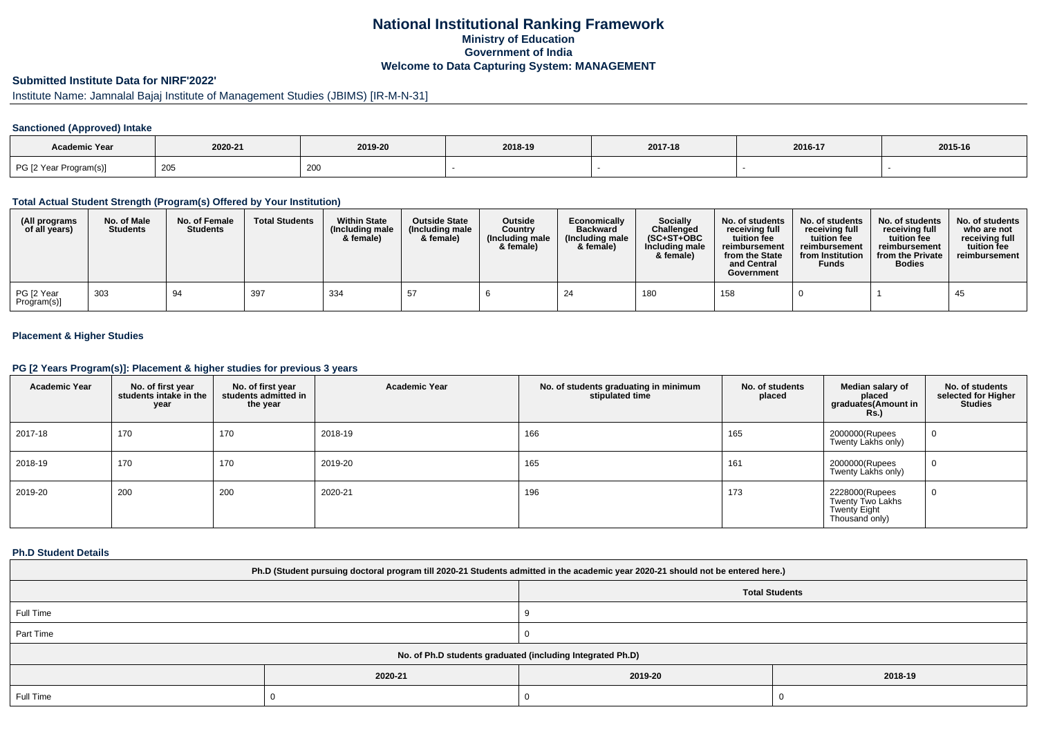# National Institutional Ranking Framework

## Ministry of Education

## Government of India

## Welcome to Data Capturing System: MANAGEMENT

### Submitted Institute Data for NIRF'2022'

Institute Name: Jamnalal Bajaj Institute of Management Studies (JBIMS) [IR-M-N-31]

### Sanctioned (Approved) Intake

| Academic Year | 2020-21 | 2019-20 | 2018-19 | 2017-18 | 2016-17 | 2015-16 |
|---|---|---|---|---|---|---|
| PG [2 Year Program(s)] | 205 | 200 | - | - | - | - |

### Total Actual Student Strength (Program(s) Offered by Your Institution)

| (All programs of all years) | No. of Male Students | No. of Female Students | Total Students | Within State (Including male & female) | Outside State (Including male & female) | Outside Country (Including male & female) | Economically Backward (Including male & female) | Socially Challenged (SC+ST+OBC Including male & female) | No. of students receiving full tuition fee reimbursement from the State and Central Government | No. of students receiving full tuition fee reimbursement from Institution Funds | No. of students receiving full tuition fee reimbursement from the Private Bodies | No. of students who are not receiving full tuition fee reimbursement |
|---|---|---|---|---|---|---|---|---|---|---|---|---|
| PG [2 Year Program(s)] | 303 | 94 | 397 | 334 | 57 | 6 | 24 | 180 | 158 | 0 | 1 | 45 |

### Placement & Higher Studies

### PG [2 Years Program(s)]: Placement & higher studies for previous 3 years

| Academic Year | No. of first year students intake in the year | No. of first year students admitted in the year | Academic Year | No. of students graduating in minimum stipulated time | No. of students placed | Median salary of placed graduates(Amount in Rs.) | No. of students selected for Higher Studies |
|---|---|---|---|---|---|---|---|
| 2017-18 | 170 | 170 | 2018-19 | 166 | 165 | 2000000(Rupees Twenty Lakhs only) | 0 |
| 2018-19 | 170 | 170 | 2019-20 | 165 | 161 | 2000000(Rupees Twenty Lakhs only) | 0 |
| 2019-20 | 200 | 200 | 2020-21 | 196 | 173 | 2228000(Rupees Twenty Two Lakhs Twenty Eight Thousand only) | 0 |

### Ph.D Student Details

| Ph.D (Student pursuing doctoral program till 2020-21 Students admitted in the academic year 2020-21 should not be entered here.) | |
|---|---|
| | Total Students |
| Full Time | 9 |
| Part Time | 0 |

| No. of Ph.D students graduated (including Integrated Ph.D) | | | |
|---|---|---|---|
| | 2020-21 | 2019-20 | 2018-19 |
| Full Time | 0 | 0 | 0 |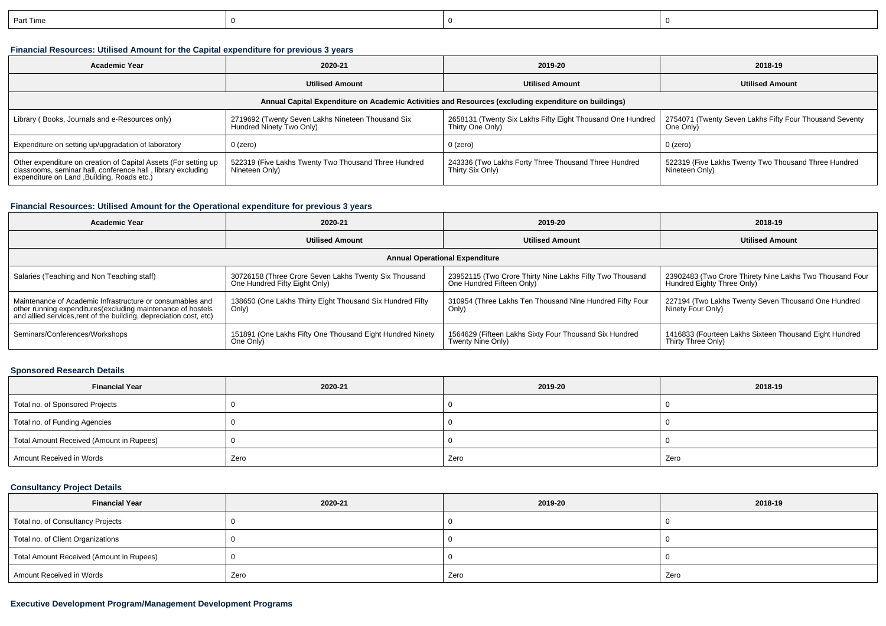| | | | |
|---|---|---|---|
| Part Time | 0 | 0 | 0 |

**Financial Resources: Utilised Amount for the Capital expenditure for previous 3 years**

| Academic Year | 2020-21 | 2019-20 | 2018-19 |
|---|---|---|---|
| | Utilised Amount | Utilised Amount | Utilised Amount |
| Annual Capital Expenditure on Academic Activities and Resources (excluding expenditure on buildings) | | | |
| Library ( Books, Journals and e-Resources only) | 2719692 (Twenty Seven Lakhs Nineteen Thousand Six Hundred Ninety Two Only) | 2658131 (Twenty Six Lakhs Fifty Eight Thousand One Hundred Thirty One Only) | 2754071 (Twenty Seven Lakhs Fifty Four Thousand Seventy One Only) |
| Expenditure on setting up/upgradation of laboratory | 0 (zero) | 0 (zero) | 0 (zero) |
| Other expenditure on creation of Capital Assets (For setting up classrooms, seminar hall, conference hall , library excluding expenditure on Land ,Building, Roads etc.) | 522319 (Five Lakhs Twenty Two Thousand Three Hundred Nineteen Only) | 243336 (Two Lakhs Forty Three Thousand Three Hundred Thirty Six Only) | 522319 (Five Lakhs Twenty Two Thousand Three Hundred Nineteen Only) |

**Financial Resources: Utilised Amount for the Operational expenditure for previous 3 years**

| Academic Year | 2020-21 | 2019-20 | 2018-19 |
|---|---|---|---|
| | Utilised Amount | Utilised Amount | Utilised Amount |
| Annual Operational Expenditure | | | |
| Salaries (Teaching and Non Teaching staff) | 30726158 (Three Crore Seven Lakhs Twenty Six Thousand One Hundred Fifty Eight Only) | 23952115 (Two Crore Thirty Nine Lakhs Fifty Two Thousand One Hundred Fifteen Only) | 23902483 (Two Crore Thirety Nine Lakhs Two Thousand Four Hundred Eighty Three Only) |
| Maintenance of Academic Infrastructure or consumables and other running expenditures(excluding maintenance of hostels and allied services,rent of the building, depreciation cost, etc) | 138650 (One Lakhs Thirty Eight Thousand Six Hundred Fifty Only) | 310954 (Three Lakhs Ten Thousand Nine Hundred Fifty Four Only) | 227194 (Two Lakhs Twenty Seven Thousand One Hundred Ninety Four Only) |
| Seminars/Conferences/Workshops | 151891 (One Lakhs Fifty One Thousand Eight Hundred Ninety One Only) | 1564629 (Fifteen Lakhs Sixty Four Thousand Six Hundred Twenty Nine Only) | 1416833 (Fourteen Lakhs Sixteen Thousand Eight Hundred Thirty Three Only) |

**Sponsored Research Details**

| Financial Year | 2020-21 | 2019-20 | 2018-19 |
|---|---|---|---|
| Total no. of Sponsored Projects | 0 | 0 | 0 |
| Total no. of Funding Agencies | 0 | 0 | 0 |
| Total Amount Received (Amount in Rupees) | 0 | 0 | 0 |
| Amount Received in Words | Zero | Zero | Zero |

**Consultancy Project Details**

| Financial Year | 2020-21 | 2019-20 | 2018-19 |
|---|---|---|---|
| Total no. of Consultancy Projects | 0 | 0 | 0 |
| Total no. of Client Organizations | 0 | 0 | 0 |
| Total Amount Received (Amount in Rupees) | 0 | 0 | 0 |
| Amount Received in Words | Zero | Zero | Zero |

**Executive Development Program/Management Development Programs**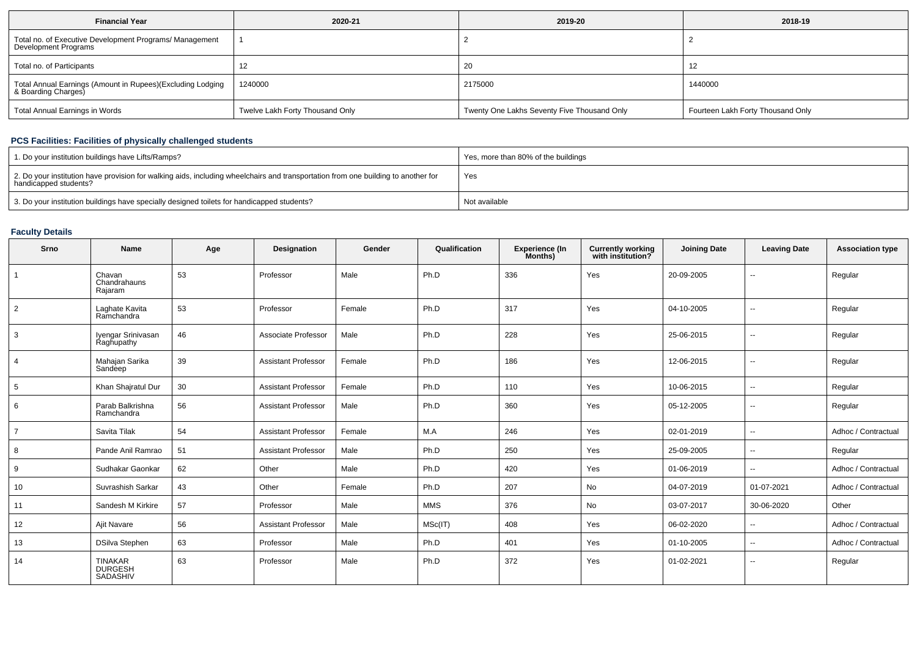| Financial Year | 2020-21 | 2019-20 | 2018-19 |
| --- | --- | --- | --- |
| Total no. of Executive Development Programs/ Management Development Programs | 1 | 2 | 2 |
| Total no. of Participants | 12 | 20 | 12 |
| Total Annual Earnings (Amount in Rupees)(Excluding Lodging & Boarding Charges) | 1240000 | 2175000 | 1440000 |
| Total Annual Earnings in Words | Twelve Lakh Forty Thousand Only | Twenty One Lakhs Seventy Five Thousand Only | Fourteen Lakh Forty Thousand Only |

## PCS Facilities: Facilities of physically challenged students

| | |
| --- | --- |
| 1. Do your institution buildings have Lifts/Ramps? | Yes, more than 80% of the buildings |
| 2. Do your institution have provision for walking aids, including wheelchairs and transportation from one building to another for handicapped students? | Yes |
| 3. Do your institution buildings have specially designed toilets for handicapped students? | Not available |

## Faculty Details

| Srno | Name | Age | Designation | Gender | Qualification | Experience (In Months) | Currently working with institution? | Joining Date | Leaving Date | Association type |
| --- | --- | --- | --- | --- | --- | --- | --- | --- | --- | --- |
| 1 | Chavan Chandrahauns Rajaram | 53 | Professor | Male | Ph.D | 336 | Yes | 20-09-2005 | -- | Regular |
| 2 | Laghate Kavita Ramchandra | 53 | Professor | Female | Ph.D | 317 | Yes | 04-10-2005 | -- | Regular |
| 3 | Iyengar Srinivasan Raghupathy | 46 | Associate Professor | Male | Ph.D | 228 | Yes | 25-06-2015 | -- | Regular |
| 4 | Mahajan Sarika Sandeep | 39 | Assistant Professor | Female | Ph.D | 186 | Yes | 12-06-2015 | -- | Regular |
| 5 | Khan Shajratul Dur | 30 | Assistant Professor | Female | Ph.D | 110 | Yes | 10-06-2015 | -- | Regular |
| 6 | Parab Balkrishna Ramchandra | 56 | Assistant Professor | Male | Ph.D | 360 | Yes | 05-12-2005 | -- | Regular |
| 7 | Savita Tilak | 54 | Assistant Professor | Female | M.A | 246 | Yes | 02-01-2019 | -- | Adhoc / Contractual |
| 8 | Pande Anil Ramrao | 51 | Assistant Professor | Male | Ph.D | 250 | Yes | 25-09-2005 | -- | Regular |
| 9 | Sudhakar Gaonkar | 62 | Other | Male | Ph.D | 420 | Yes | 01-06-2019 | -- | Adhoc / Contractual |
| 10 | Suvrashish Sarkar | 43 | Other | Female | Ph.D | 207 | No | 04-07-2019 | 01-07-2021 | Adhoc / Contractual |
| 11 | Sandesh M Kirkire | 57 | Professor | Male | MMS | 376 | No | 03-07-2017 | 30-06-2020 | Other |
| 12 | Ajit Navare | 56 | Assistant Professor | Male | MSc(IT) | 408 | Yes | 06-02-2020 | -- | Adhoc / Contractual |
| 13 | DSilva Stephen | 63 | Professor | Male | Ph.D | 401 | Yes | 01-10-2005 | -- | Adhoc / Contractual |
| 14 | TINAKAR DURGESH SADASHIV | 63 | Professor | Male | Ph.D | 372 | Yes | 01-02-2021 | -- | Regular |